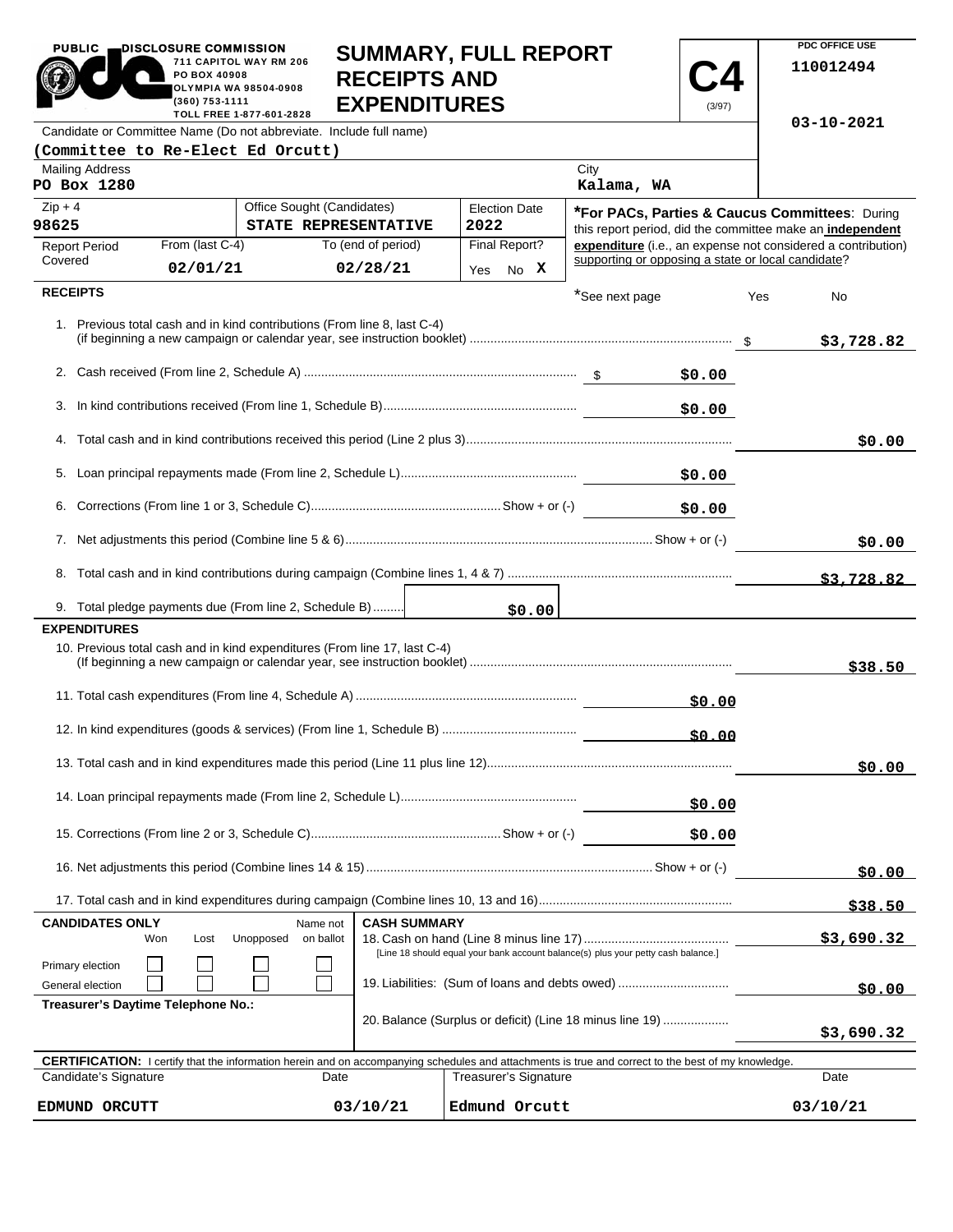PUBLIC DISCLOSURE COMMISSION
711 CAPITOL WAY RM 206
PO BOX 40908
OLYMPIA WA 98504-0908
(360) 753-1111
TOLL FREE 1-877-601-2828

# SUMMARY, FULL REPORT RECEIPTS AND EXPENDITURES

**C4** (3/97)

PDC OFFICE USE
110012494

03-10-2021

Candidate or Committee Name (Do not abbreviate. Include full name)
**(Committee to Re-Elect Ed Orcutt)**

| Mailing Address | City |
|---|---|
| PO Box 1280 | Kalama, WA |

| Zip + 4 | Office Sought (Candidates) | Election Date |
|---|---|---|
| 98625 | STATE REPRESENTATIVE | 2022 |

| Report Period Covered | From (last C-4) | To (end of period) | Final Report? |
|---|---|---|---|
| | 02/01/21 | 02/28/21 | Yes No X |

***For PACs, Parties & Caucus Committees**: During this report period, did the committee make an **independent expenditure** (i.e., an expense not considered a contribution) supporting or opposing a state or local candidate?

*See next page Yes No

## RECEIPTS

| | | |
|---|---|---|
| 1. Previous total cash and in kind contributions (From line 8, last C-4) (if beginning a new campaign or calendar year, see instruction booklet) | | $3,728.82 |
| 2. Cash received (From line 2, Schedule A) | $0.00 | |
| 3. In kind contributions received (From line 1, Schedule B) | $0.00 | |
| 4. Total cash and in kind contributions received this period (Line 2 plus 3) | | $0.00 |
| 5. Loan principal repayments made (From line 2, Schedule L) | $0.00 | |
| 6. Corrections (From line 1 or 3, Schedule C) Show + or (-) | $0.00 | |
| 7. Net adjustments this period (Combine line 5 & 6) Show + or (-) | | $0.00 |
| 8. Total cash and in kind contributions during campaign (Combine lines 1, 4 & 7) | | $3,728.82 |
| 9. Total pledge payments due (From line 2, Schedule B) $0.00 | | |

## EXPENDITURES

| | | |
|---|---|---|
| 10. Previous total cash and in kind expenditures (From line 17, last C-4) (If beginning a new campaign or calendar year, see instruction booklet) | | $38.50 |
| 11. Total cash expenditures (From line 4, Schedule A) | $0.00 | |
| 12. In kind expenditures (goods & services) (From line 1, Schedule B) | $0.00 | |
| 13. Total cash and in kind expenditures made this period (Line 11 plus line 12) | | $0.00 |
| 14. Loan principal repayments made (From line 2, Schedule L) | $0.00 | |
| 15. Corrections (From line 2 or 3, Schedule C) Show + or (-) | $0.00 | |
| 16. Net adjustments this period (Combine lines 14 & 15) Show + or (-) | | $0.00 |
| 17. Total cash and in kind expenditures during campaign (Combine lines 10, 13 and 16) | | $38.50 |

**CANDIDATES ONLY**

| | Won | Lost | Unopposed | Name not on ballot |
|---|---|---|---|---|
| Primary election | ☐ | ☐ | ☐ | ☐ |
| General election | ☐ | ☐ | ☐ | ☐ |

**Treasurer's Daytime Telephone No.:**

**CASH SUMMARY**

| | |
|---|---|
| 18. Cash on hand (Line 8 minus line 17) [Line 18 should equal your bank account balance(s) plus your petty cash balance.] | $3,690.32 |
| 19. Liabilities: (Sum of loans and debts owed) | $0.00 |
| 20. Balance (Surplus or deficit) (Line 18 minus line 19) | $3,690.32 |

**CERTIFICATION:** I certify that the information herein and on accompanying schedules and attachments is true and correct to the best of my knowledge.

| Candidate's Signature | Date | Treasurer's Signature | Date |
|---|---|---|---|
| EDMUND ORCUTT | 03/10/21 | Edmund Orcutt | 03/10/21 |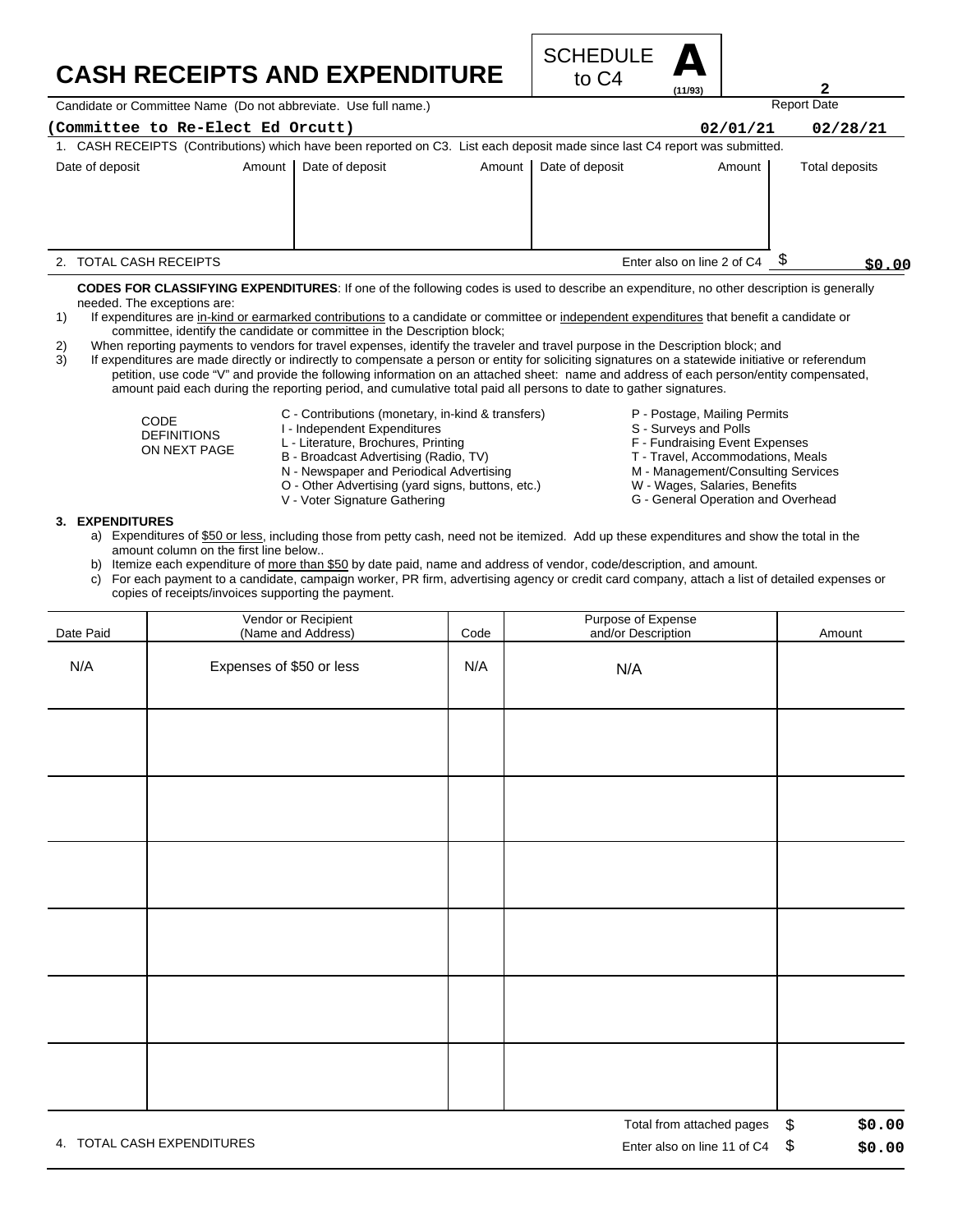# CASH RECEIPTS AND EXPENDITURE

SCHEDULE **A** to C4 (11/93)

**2**

Candidate or Committee Name (Do not abbreviate. Use full name.) | Report Date

**(Committee to Re-Elect Ed Orcutt)** **02/01/21** **02/28/21**

1. CASH RECEIPTS (Contributions) which have been reported on C3. List each deposit made since last C4 report was submitted.

| Date of deposit | Amount | Date of deposit | Amount | Date of deposit | Amount | Total deposits |
|---|---|---|---|---|---|---|
| | | | | | | |

2. TOTAL CASH RECEIPTS — Enter also on line 2 of C4 $ **$0.00**

**CODES FOR CLASSIFYING EXPENDITURES**: If one of the following codes is used to describe an expenditure, no other description is generally needed. The exceptions are:

1) If expenditures are in-kind or earmarked contributions to a candidate or committee or independent expenditures that benefit a candidate or committee, identify the candidate or committee in the Description block;
2) When reporting payments to vendors for travel expenses, identify the traveler and travel purpose in the Description block; and
3) If expenditures are made directly or indirectly to compensate a person or entity for soliciting signatures on a statewide initiative or referendum petition, use code "V" and provide the following information on an attached sheet: name and address of each person/entity compensated, amount paid each during the reporting period, and cumulative total paid all persons to date to gather signatures.

CODE DEFINITIONS ON NEXT PAGE

- C - Contributions (monetary, in-kind & transfers)
- I - Independent Expenditures
- L - Literature, Brochures, Printing
- B - Broadcast Advertising (Radio, TV)
- N - Newspaper and Periodical Advertising
- O - Other Advertising (yard signs, buttons, etc.)
- V - Voter Signature Gathering
- P - Postage, Mailing Permits
- S - Surveys and Polls
- F - Fundraising Event Expenses
- T - Travel, Accommodations, Meals
- M - Management/Consulting Services
- W - Wages, Salaries, Benefits
- G - General Operation and Overhead

**3. EXPENDITURES**

a) Expenditures of $50 or less, including those from petty cash, need not be itemized. Add up these expenditures and show the total in the amount column on the first line below..
b) Itemize each expenditure of more than $50 by date paid, name and address of vendor, code/description, and amount.
c) For each payment to a candidate, campaign worker, PR firm, advertising agency or credit card company, attach a list of detailed expenses or copies of receipts/invoices supporting the payment.

| Date Paid | Vendor or Recipient (Name and Address) | Code | Purpose of Expense and/or Description | Amount |
|---|---|---|---|---|
| N/A | Expenses of $50 or less | N/A | N/A | |
| | | | | |
| | | | | |
| | | | | |
| | | | | |
| | | | | |
| | | | | |

Total from attached pages $ **$0.00**

4. TOTAL CASH EXPENDITURES — Enter also on line 11 of C4 $ **$0.00**